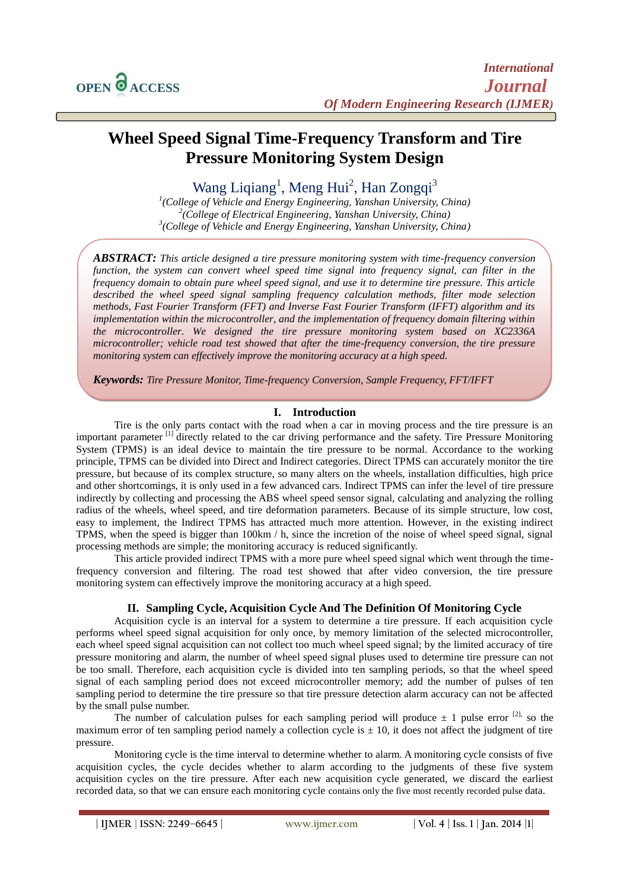# Wheel Speed Signal Time-Frequency Transform and Tire Pressure Monitoring System Design

Wang Liqiang[1], Meng Hui[2], Han Zongqi[3]

[1](College of Vehicle and Energy Engineering, Yanshan University, China)
[2](College of Electrical Engineering, Yanshan University, China)
[3](College of Vehicle and Energy Engineering, Yanshan University, China)

***ABSTRACT:*** *This article designed a tire pressure monitoring system with time-frequency conversion function, the system can convert wheel speed time signal into frequency signal, can filter in the frequency domain to obtain pure wheel speed signal, and use it to determine tire pressure. This article described the wheel speed signal sampling frequency calculation methods, filter mode selection methods, Fast Fourier Transform (FFT) and Inverse Fast Fourier Transform (IFFT) algorithm and its implementation within the microcontroller, and the implementation of frequency domain filtering within the microcontroller. We designed the tire pressure monitoring system based on XC2336A microcontroller; vehicle road test showed that after the time-frequency conversion, the tire pressure monitoring system can effectively improve the monitoring accuracy at a high speed.*

***Keywords:*** *Tire Pressure Monitor, Time-frequency Conversion, Sample Frequency, FFT/IFFT*

## I. Introduction

Tire is the only parts contact with the road when a car in moving process and the tire pressure is an important parameter [1] directly related to the car driving performance and the safety. Tire Pressure Monitoring System (TPMS) is an ideal device to maintain the tire pressure to be normal. Accordance to the working principle, TPMS can be divided into Direct and Indirect categories. Direct TPMS can accurately monitor the tire pressure, but because of its complex structure, so many alters on the wheels, installation difficulties, high price and other shortcomings, it is only used in a few advanced cars. Indirect TPMS can infer the level of tire pressure indirectly by collecting and processing the ABS wheel speed sensor signal, calculating and analyzing the rolling radius of the wheels, wheel speed, and tire deformation parameters. Because of its simple structure, low cost, easy to implement, the Indirect TPMS has attracted much more attention. However, in the existing indirect TPMS, when the speed is bigger than 100km / h, since the incretion of the noise of wheel speed signal, signal processing methods are simple; the monitoring accuracy is reduced significantly.

This article provided indirect TPMS with a more pure wheel speed signal which went through the time-frequency conversion and filtering. The road test showed that after video conversion, the tire pressure monitoring system can effectively improve the monitoring accuracy at a high speed.

## II. Sampling Cycle, Acquisition Cycle And The Definition Of Monitoring Cycle

Acquisition cycle is an interval for a system to determine a tire pressure. If each acquisition cycle performs wheel speed signal acquisition for only once, by memory limitation of the selected microcontroller, each wheel speed signal acquisition can not collect too much wheel speed signal; by the limited accuracy of tire pressure monitoring and alarm, the number of wheel speed signal pluses used to determine tire pressure can not be too small. Therefore, each acquisition cycle is divided into ten sampling periods, so that the wheel speed signal of each sampling period does not exceed microcontroller memory; add the number of pulses of ten sampling period to determine the tire pressure so that tire pressure detection alarm accuracy can not be affected by the small pulse number.

The number of calculation pulses for each sampling period will produce ± 1 pulse error [2], so the maximum error of ten sampling period namely a collection cycle is ± 10, it does not affect the judgment of tire pressure.

Monitoring cycle is the time interval to determine whether to alarm. A monitoring cycle consists of five acquisition cycles, the cycle decides whether to alarm according to the judgments of these five system acquisition cycles on the tire pressure. After each new acquisition cycle generated, we discard the earliest recorded data, so that we can ensure each monitoring cycle contains only the five most recently recorded pulse data.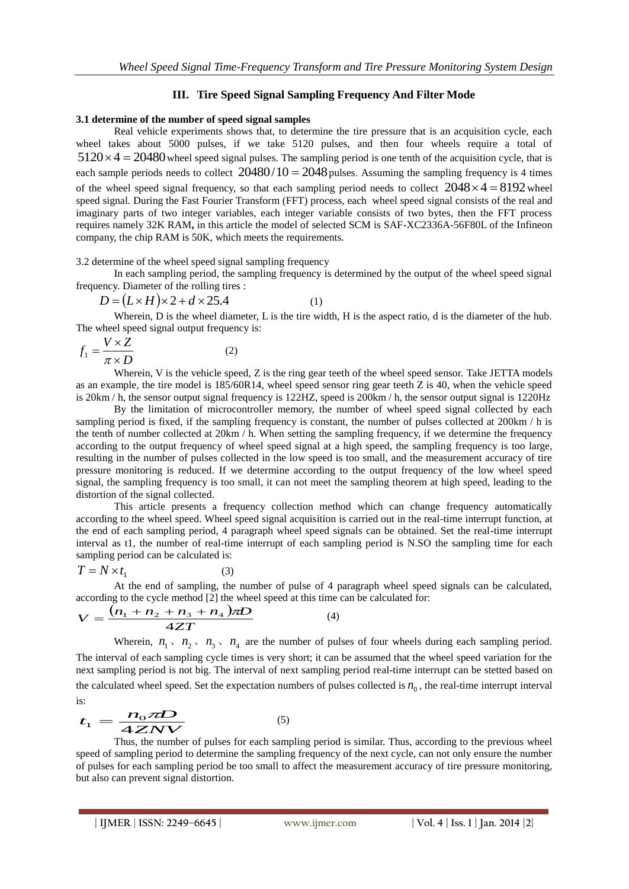## III. Tire Speed Signal Sampling Frequency And Filter Mode

**3.1 determine of the number of speed signal samples**

Real vehicle experiments shows that, to determine the tire pressure that is an acquisition cycle, each wheel takes about 5000 pulses, if we take 5120 pulses, and then four wheels require a total of $5120 \times 4 = 20480$ wheel speed signal pulses. The sampling period is one tenth of the acquisition cycle, that is each sample periods needs to collect $20480/10 = 2048$ pulses. Assuming the sampling frequency is 4 times of the wheel speed signal frequency, so that each sampling period needs to collect $2048 \times 4 = 8192$ wheel speed signal. During the Fast Fourier Transform (FFT) process, each wheel speed signal consists of the real and imaginary parts of two integer variables, each integer variable consists of two bytes, then the FFT process requires namely 32K RAM**,** in this article the model of selected SCM is SAF-XC2336A-56F80L of the Infineon company, the chip RAM is 50K, which meets the requirements.

3.2 determine of the wheel speed signal sampling frequency

In each sampling period, the sampling frequency is determined by the output of the wheel speed signal frequency. Diameter of the rolling tires :

$$D = (L \times H) \times 2 + d \times 25.4 \tag{1}$$

Wherein, D is the wheel diameter, L is the tire width, H is the aspect ratio, d is the diameter of the hub. The wheel speed signal output frequency is:

$$f_1 = \frac{V \times Z}{\pi \times D} \tag{2}$$

Wherein, V is the vehicle speed, Z is the ring gear teeth of the wheel speed sensor. Take JETTA models as an example, the tire model is 185/60R14, wheel speed sensor ring gear teeth Z is 40, when the vehicle speed is 20km / h, the sensor output signal frequency is 122HZ, speed is 200km / h, the sensor output signal is 1220Hz

By the limitation of microcontroller memory, the number of wheel speed signal collected by each sampling period is fixed, if the sampling frequency is constant, the number of pulses collected at 200km / h is the tenth of number collected at 20km / h. When setting the sampling frequency, if we determine the frequency according to the output frequency of wheel speed signal at a high speed, the sampling frequency is too large, resulting in the number of pulses collected in the low speed is too small, and the measurement accuracy of tire pressure monitoring is reduced. If we determine according to the output frequency of the low wheel speed signal, the sampling frequency is too small, it can not meet the sampling theorem at high speed, leading to the distortion of the signal collected.

This article presents a frequency collection method which can change frequency automatically according to the wheel speed. Wheel speed signal acquisition is carried out in the real-time interrupt function, at the end of each sampling period, 4 paragraph wheel speed signals can be obtained. Set the real-time interrupt interval as t1, the number of real-time interrupt of each sampling period is N.SO the sampling time for each sampling period can be calculated is:

$$T = N \times t_1 \tag{3}$$

At the end of sampling, the number of pulse of 4 paragraph wheel speed signals can be calculated, according to the cycle method [2] the wheel speed at this time can be calculated for:

$$V = \frac{(n_1 + n_2 + n_3 + n_4)\pi D}{4ZT} \tag{4}$$

Wherein, $n_1$、$n_2$、$n_3$、$n_4$ are the number of pulses of four wheels during each sampling period. The interval of each sampling cycle times is very short; it can be assumed that the wheel speed variation for the next sampling period is not big. The interval of next sampling period real-time interrupt can be stetted based on the calculated wheel speed. Set the expectation numbers of pulses collected is $n_0$, the real-time interrupt interval is:

$$t_1 = \frac{n_0 \pi D}{4ZNV} \tag{5}$$

Thus, the number of pulses for each sampling period is similar. Thus, according to the previous wheel speed of sampling period to determine the sampling frequency of the next cycle, can not only ensure the number of pulses for each sampling period be too small to affect the measurement accuracy of tire pressure monitoring, but also can prevent signal distortion.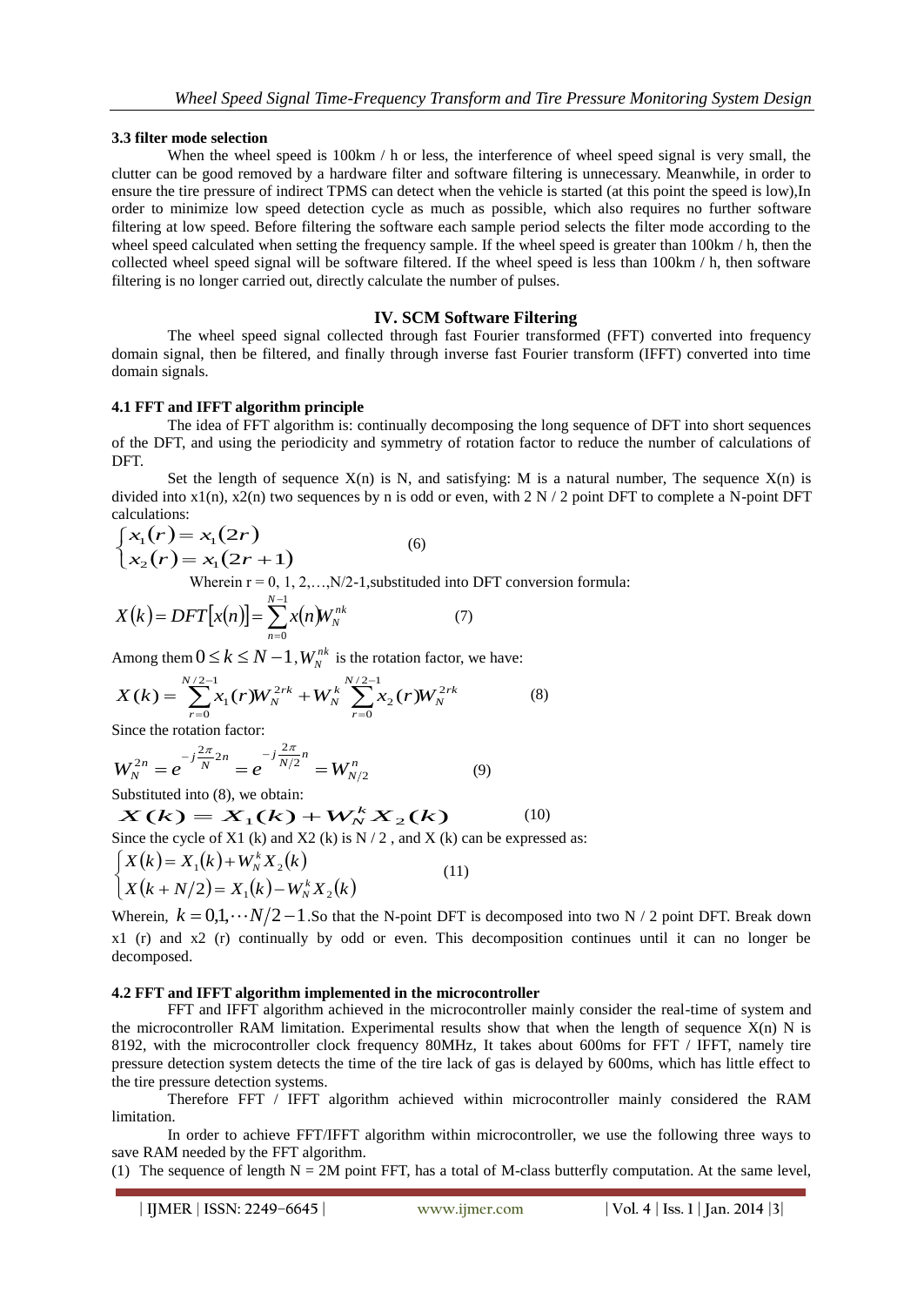### 3.3 filter mode selection

When the wheel speed is 100km / h or less, the interference of wheel speed signal is very small, the clutter can be good removed by a hardware filter and software filtering is unnecessary. Meanwhile, in order to ensure the tire pressure of indirect TPMS can detect when the vehicle is started (at this point the speed is low),In order to minimize low speed detection cycle as much as possible, which also requires no further software filtering at low speed. Before filtering the software each sample period selects the filter mode according to the wheel speed calculated when setting the frequency sample. If the wheel speed is greater than 100km / h, then the collected wheel speed signal will be software filtered. If the wheel speed is less than 100km / h, then software filtering is no longer carried out, directly calculate the number of pulses.

## IV. SCM Software Filtering

The wheel speed signal collected through fast Fourier transformed (FFT) converted into frequency domain signal, then be filtered, and finally through inverse fast Fourier transform (IFFT) converted into time domain signals.

### 4.1 FFT and IFFT algorithm principle

The idea of FFT algorithm is: continually decomposing the long sequence of DFT into short sequences of the DFT, and using the periodicity and symmetry of rotation factor to reduce the number of calculations of DFT.

Set the length of sequence X(n) is N, and satisfying: M is a natural number, The sequence X(n) is divided into x1(n), x2(n) two sequences by n is odd or even, with 2 N / 2 point DFT to complete a N-point DFT calculations:

$$\begin{cases} x_1(r) = x_1(2r) \\ x_2(r) = x_1(2r+1) \end{cases} \tag{6}$$

Wherein r = 0, 1, 2,…,N/2-1,substituded into DFT conversion formula:

$$X(k) = DFT[x(n)] = \sum_{n=0}^{N-1} x(n) W_N^{nk} \tag{7}$$

Among them $0 \le k \le N-1, W_N^{nk}$ is the rotation factor, we have:

$$X(k) = \sum_{r=0}^{N/2-1} x_1(r) W_N^{2rk} + W_N^k \sum_{r=0}^{N/2-1} x_2(r) W_N^{2rk} \tag{8}$$

Since the rotation factor:

$$W_N^{2n} = e^{-j\frac{2\pi}{N}2n} = e^{-j\frac{2\pi}{N/2}n} = W_{N/2}^n \tag{9}$$

Substituted into (8), we obtain:

$$X(k) = X_1(k) + W_N^k X_2(k) \tag{10}$$

Since the cycle of X1 (k) and X2 (k) is N / 2 , and X (k) can be expressed as:

$$\begin{cases} X(k) = X_1(k) + W_N^k X_2(k) \\ X(k+N/2) = X_1(k) - W_N^k X_2(k) \end{cases} \tag{11}$$

Wherein, $k = 0,1,\cdots N/2-1$.So that the N-point DFT is decomposed into two N / 2 point DFT. Break down x1 (r) and x2 (r) continually by odd or even. This decomposition continues until it can no longer be decomposed.

### 4.2 FFT and IFFT algorithm implemented in the microcontroller

FFT and IFFT algorithm achieved in the microcontroller mainly consider the real-time of system and the microcontroller RAM limitation. Experimental results show that when the length of sequence X(n) N is 8192, with the microcontroller clock frequency 80MHz, It takes about 600ms for FFT / IFFT, namely tire pressure detection system detects the time of the tire lack of gas is delayed by 600ms, which has little effect to the tire pressure detection systems.

Therefore FFT / IFFT algorithm achieved within microcontroller mainly considered the RAM limitation.

In order to achieve FFT/IFFT algorithm within microcontroller, we use the following three ways to save RAM needed by the FFT algorithm.

(1) The sequence of length N = 2M point FFT, has a total of M-class butterfly computation. At the same level,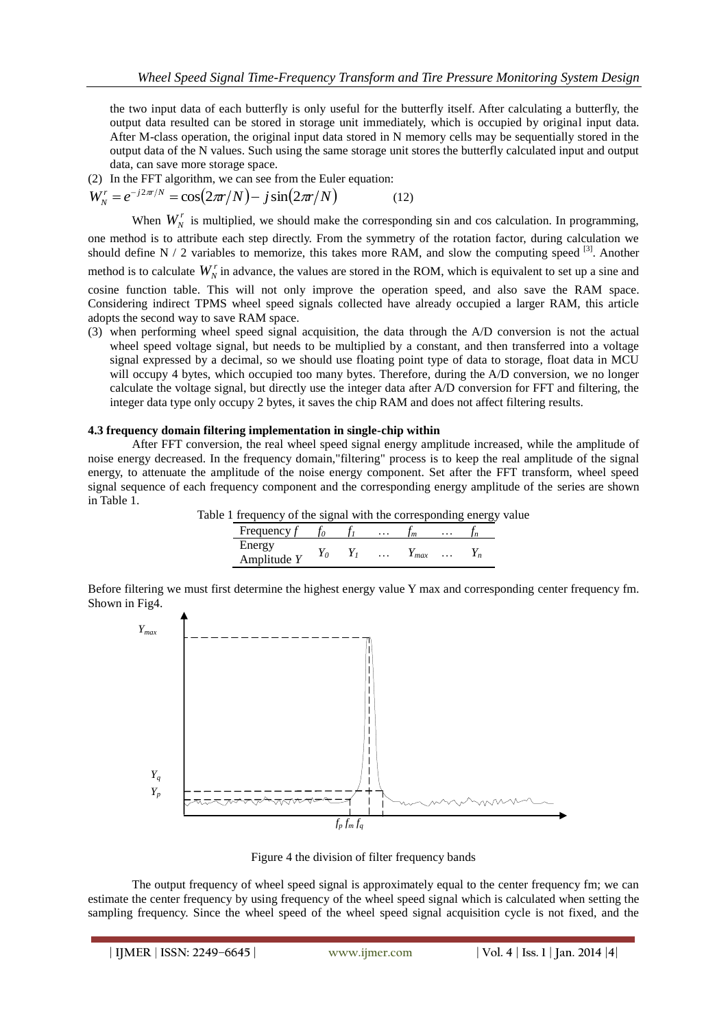the two input data of each butterfly is only useful for the butterfly itself. After calculating a butterfly, the output data resulted can be stored in storage unit immediately, which is occupied by original input data. After M-class operation, the original input data stored in N memory cells may be sequentially stored in the output data of the N values. Such using the same storage unit stores the butterfly calculated input and output data, can save more storage space.

(2) In the FFT algorithm, we can see from the Euler equation:

$$W_N^r = e^{-j2\pi r/N} = \cos(2\pi r/N) - j\sin(2\pi r/N) \qquad (12)$$

When $W_N^r$ is multiplied, we should make the corresponding sin and cos calculation. In programming, one method is to attribute each step directly. From the symmetry of the rotation factor, during calculation we should define N / 2 variables to memorize, this takes more RAM, and slow the computing speed [3]. Another method is to calculate $W_N^r$ in advance, the values are stored in the ROM, which is equivalent to set up a sine and cosine function table. This will not only improve the operation speed, and also save the RAM space. Considering indirect TPMS wheel speed signals collected have already occupied a larger RAM, this article adopts the second way to save RAM space.

(3) when performing wheel speed signal acquisition, the data through the A/D conversion is not the actual wheel speed voltage signal, but needs to be multiplied by a constant, and then transferred into a voltage signal expressed by a decimal, so we should use floating point type of data to storage, float data in MCU will occupy 4 bytes, which occupied too many bytes. Therefore, during the A/D conversion, we no longer calculate the voltage signal, but directly use the integer data after A/D conversion for FFT and filtering, the integer data type only occupy 2 bytes, it saves the chip RAM and does not affect filtering results.

### 4.3 frequency domain filtering implementation in single-chip within

After FFT conversion, the real wheel speed signal energy amplitude increased, while the amplitude of noise energy decreased. In the frequency domain,"filtering" process is to keep the real amplitude of the signal energy, to attenuate the amplitude of the noise energy component. Set after the FFT transform, wheel speed signal sequence of each frequency component and the corresponding energy amplitude of the series are shown in Table 1.

Table 1 frequency of the signal with the corresponding energy value

| Frequency $f$ | $f_0$ | $f_1$ | … | $f_m$ | … | $f_n$ |
|---|---|---|---|---|---|---|
| Energy Amplitude $Y$ | $Y_0$ | $Y_1$ | … | $Y_{max}$ | … | $Y_n$ |

Before filtering we must first determine the highest energy value Y max and corresponding center frequency fm. Shown in Fig4.

Figure 4 the division of filter frequency bands

The output frequency of wheel speed signal is approximately equal to the center frequency fm; we can estimate the center frequency by using frequency of the wheel speed signal which is calculated when setting the sampling frequency. Since the wheel speed of the wheel speed signal acquisition cycle is not fixed, and the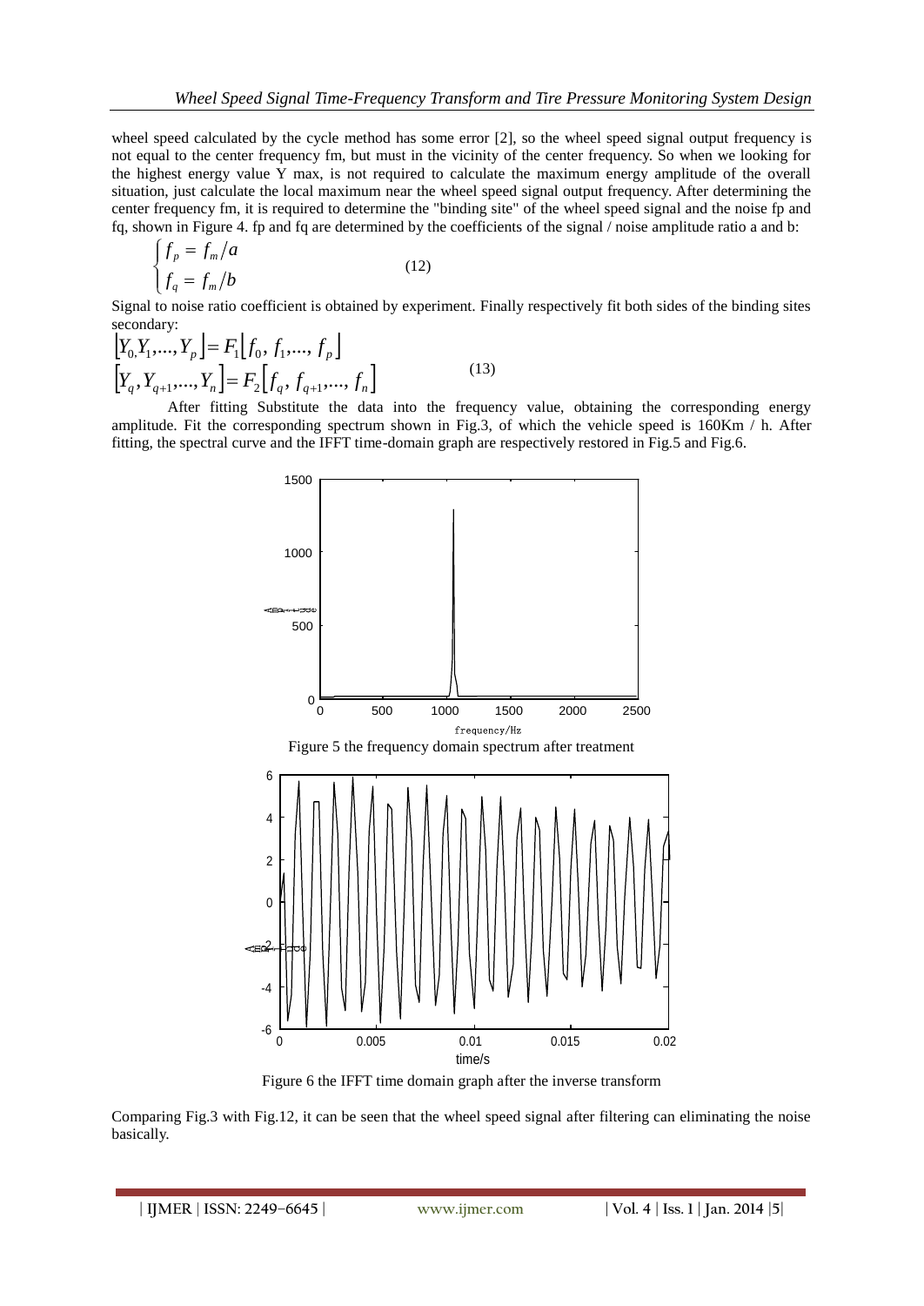wheel speed calculated by the cycle method has some error [2], so the wheel speed signal output frequency is not equal to the center frequency fm, but must in the vicinity of the center frequency. So when we looking for the highest energy value Y max, is not required to calculate the maximum energy amplitude of the overall situation, just calculate the local maximum near the wheel speed signal output frequency. After determining the center frequency fm, it is required to determine the "binding site" of the wheel speed signal and the noise fp and fq, shown in Figure 4. fp and fq are determined by the coefficients of the signal / noise amplitude ratio a and b:

$$\begin{cases} f_p = f_m / a \\ f_q = f_m / b \end{cases} \tag{12}$$

Signal to noise ratio coefficient is obtained by experiment. Finally respectively fit both sides of the binding sites secondary:

$$\begin{aligned} \left[Y_0, Y_1, ..., Y_p\right] &= F_1\left[f_0, f_1, ..., f_p\right] \\ \left[Y_q, Y_{q+1}, ..., Y_n\right] &= F_2\left[f_q, f_{q+1}, ..., f_n\right] \end{aligned} \tag{13}$$

After fitting Substitute the data into the frequency value, obtaining the corresponding energy amplitude. Fit the corresponding spectrum shown in Fig.3, of which the vehicle speed is 160Km / h. After fitting, the spectral curve and the IFFT time-domain graph are respectively restored in Fig.5 and Fig.6.

Figure 5 the frequency domain spectrum after treatment

Figure 6 the IFFT time domain graph after the inverse transform

Comparing Fig.3 with Fig.12, it can be seen that the wheel speed signal after filtering can eliminating the noise basically.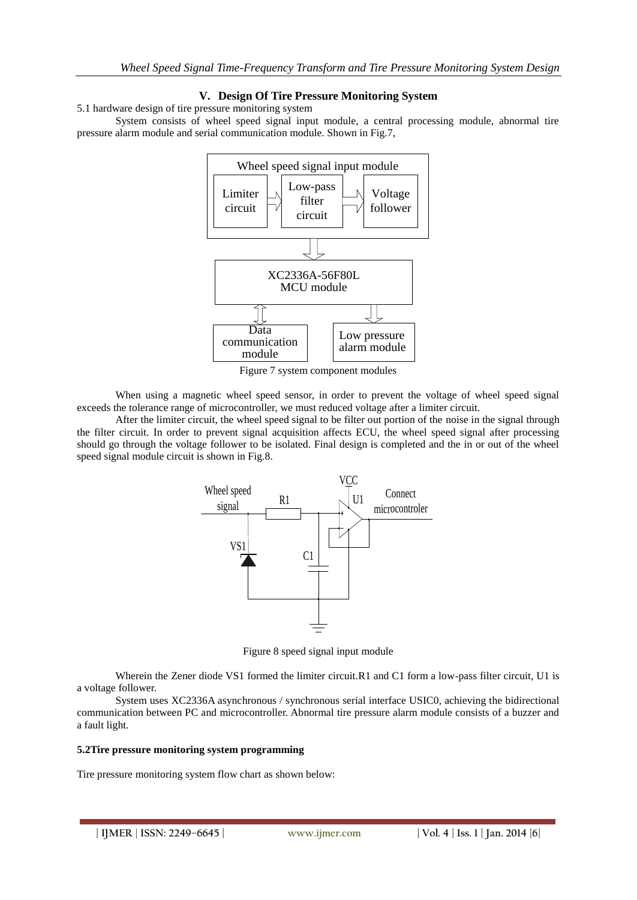## V. Design Of Tire Pressure Monitoring System

5.1 hardware design of tire pressure monitoring system

System consists of wheel speed signal input module, a central processing module, abnormal tire pressure alarm module and serial communication module. Shown in Fig.7,

Figure 7 system component modules

When using a magnetic wheel speed sensor, in order to prevent the voltage of wheel speed signal exceeds the tolerance range of microcontroller, we must reduced voltage after a limiter circuit.

After the limiter circuit, the wheel speed signal to be filter out portion of the noise in the signal through the filter circuit. In order to prevent signal acquisition affects ECU, the wheel speed signal after processing should go through the voltage follower to be isolated. Final design is completed and the in or out of the wheel speed signal module circuit is shown in Fig.8.

Figure 8 speed signal input module

Wherein the Zener diode VS1 formed the limiter circuit.R1 and C1 form a low-pass filter circuit, U1 is a voltage follower.

System uses XC2336A asynchronous / synchronous serial interface USIC0, achieving the bidirectional communication between PC and microcontroller. Abnormal tire pressure alarm module consists of a buzzer and a fault light.

**5.2Tire pressure monitoring system programming**

Tire pressure monitoring system flow chart as shown below: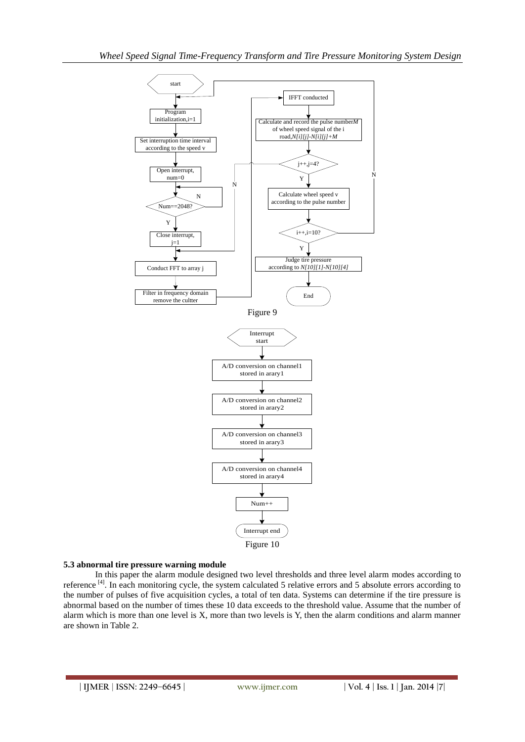Figure 9

Figure 10

**5.3 abnormal tire pressure warning module**

In this paper the alarm module designed two level thresholds and three level alarm modes according to reference [4]. In each monitoring cycle, the system calculated 5 relative errors and 5 absolute errors according to the number of pulses of five acquisition cycles, a total of ten data. Systems can determine if the tire pressure is abnormal based on the number of times these 10 data exceeds to the threshold value. Assume that the number of alarm which is more than one level is X, more than two levels is Y, then the alarm conditions and alarm manner are shown in Table 2.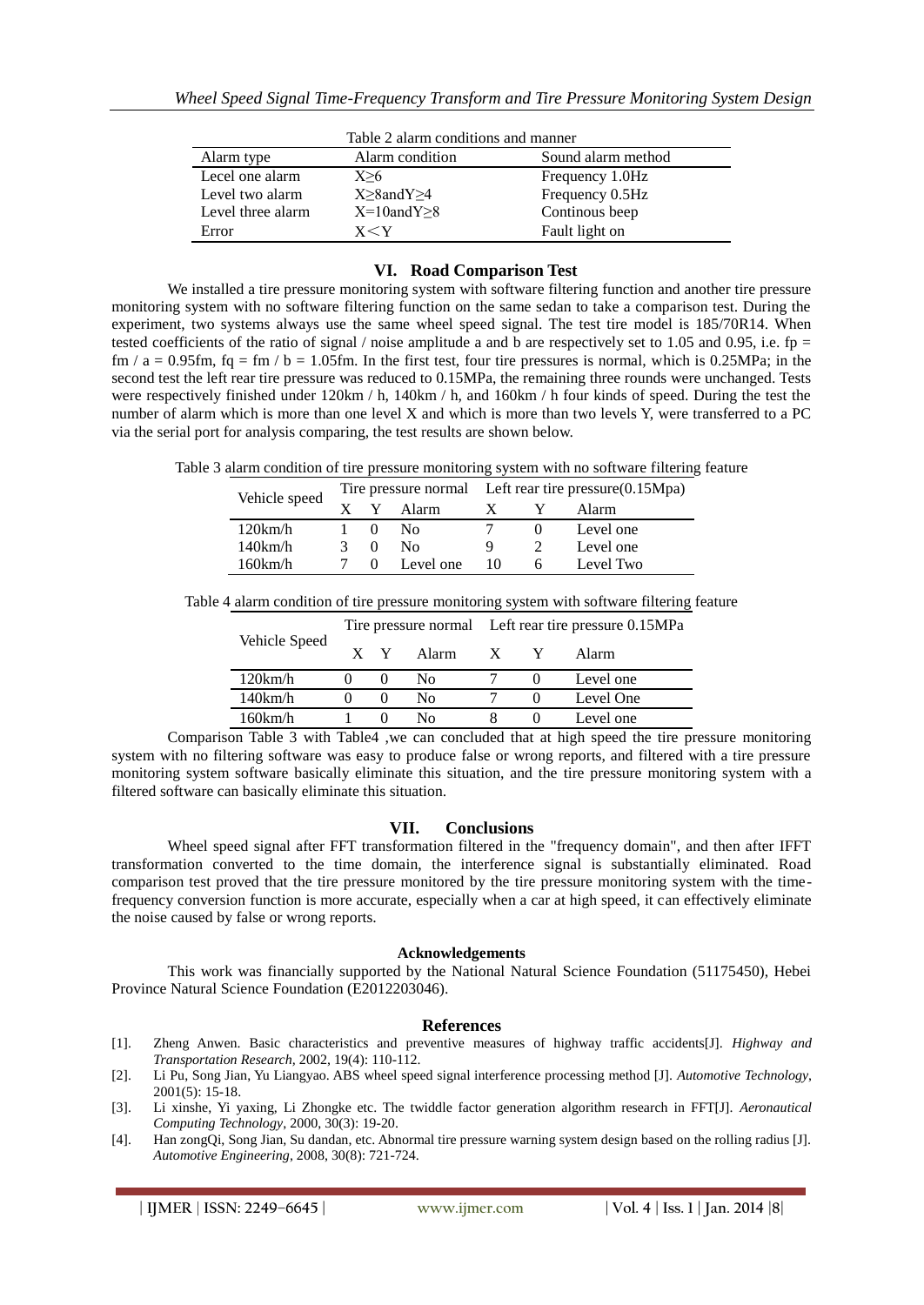Table 2 alarm conditions and manner

| Alarm type | Alarm condition | Sound alarm method |
|---|---|---|
| Lecel one alarm | X≥6 | Frequency 1.0Hz |
| Level two alarm | X≥8andY≥4 | Frequency 0.5Hz |
| Level three alarm | X=10andY≥8 | Continous beep |
| Error | X＜Y | Fault light on |

## VI. Road Comparison Test

We installed a tire pressure monitoring system with software filtering function and another tire pressure monitoring system with no software filtering function on the same sedan to take a comparison test. During the experiment, two systems always use the same wheel speed signal. The test tire model is 185/70R14. When tested coefficients of the ratio of signal / noise amplitude a and b are respectively set to 1.05 and 0.95, i.e. fp = fm / a = 0.95fm, fq = fm / b = 1.05fm. In the first test, four tire pressures is normal, which is 0.25MPa; in the second test the left rear tire pressure was reduced to 0.15MPa, the remaining three rounds were unchanged. Tests were respectively finished under 120km / h, 140km / h, and 160km / h four kinds of speed. During the test the number of alarm which is more than one level X and which is more than two levels Y, were transferred to a PC via the serial port for analysis comparing, the test results are shown below.

Table 3 alarm condition of tire pressure monitoring system with no software filtering feature

| Vehicle speed | Tire pressure normal | | | Left rear tire pressure(0.15Mpa) | | |
|---|---|---|---|---|---|---|
| | X | Y | Alarm | X | Y | Alarm |
| 120km/h | 1 | 0 | No | 7 | 0 | Level one |
| 140km/h | 3 | 0 | No | 9 | 2 | Level one |
| 160km/h | 7 | 0 | Level one | 10 | 6 | Level Two |

Table 4 alarm condition of tire pressure monitoring system with software filtering feature

| Vehicle Speed | Tire pressure normal | | | Left rear tire pressure 0.15MPa | | |
|---|---|---|---|---|---|---|
| | X | Y | Alarm | X | Y | Alarm |
| 120km/h | 0 | 0 | No | 7 | 0 | Level one |
| 140km/h | 0 | 0 | No | 7 | 0 | Level One |
| 160km/h | 1 | 0 | No | 8 | 0 | Level one |

Comparison Table 3 with Table4 ,we can concluded that at high speed the tire pressure monitoring system with no filtering software was easy to produce false or wrong reports, and filtered with a tire pressure monitoring system software basically eliminate this situation, and the tire pressure monitoring system with a filtered software can basically eliminate this situation.

## VII. Conclusions

Wheel speed signal after FFT transformation filtered in the "frequency domain", and then after IFFT transformation converted to the time domain, the interference signal is substantially eliminated. Road comparison test proved that the tire pressure monitored by the tire pressure monitoring system with the time-frequency conversion function is more accurate, especially when a car at high speed, it can effectively eliminate the noise caused by false or wrong reports.

### Acknowledgements

This work was financially supported by the National Natural Science Foundation (51175450), Hebei Province Natural Science Foundation (E2012203046).

## References

[1]. Zheng Anwen. Basic characteristics and preventive measures of highway traffic accidents[J]. *Highway and Transportation Research*, 2002, 19(4): 110-112.

[2]. Li Pu, Song Jian, Yu Liangyao. ABS wheel speed signal interference processing method [J]. *Automotive Technology*, 2001(5): 15-18.

[3]. Li xinshe, Yi yaxing, Li Zhongke etc. The twiddle factor generation algorithm research in FFT[J]. *Aeronautical Computing Technology*, 2000, 30(3): 19-20.

[4]. Han zongQi, Song Jian, Su dandan, etc. Abnormal tire pressure warning system design based on the rolling radius [J]. *Automotive Engineering*, 2008, 30(8): 721-724.